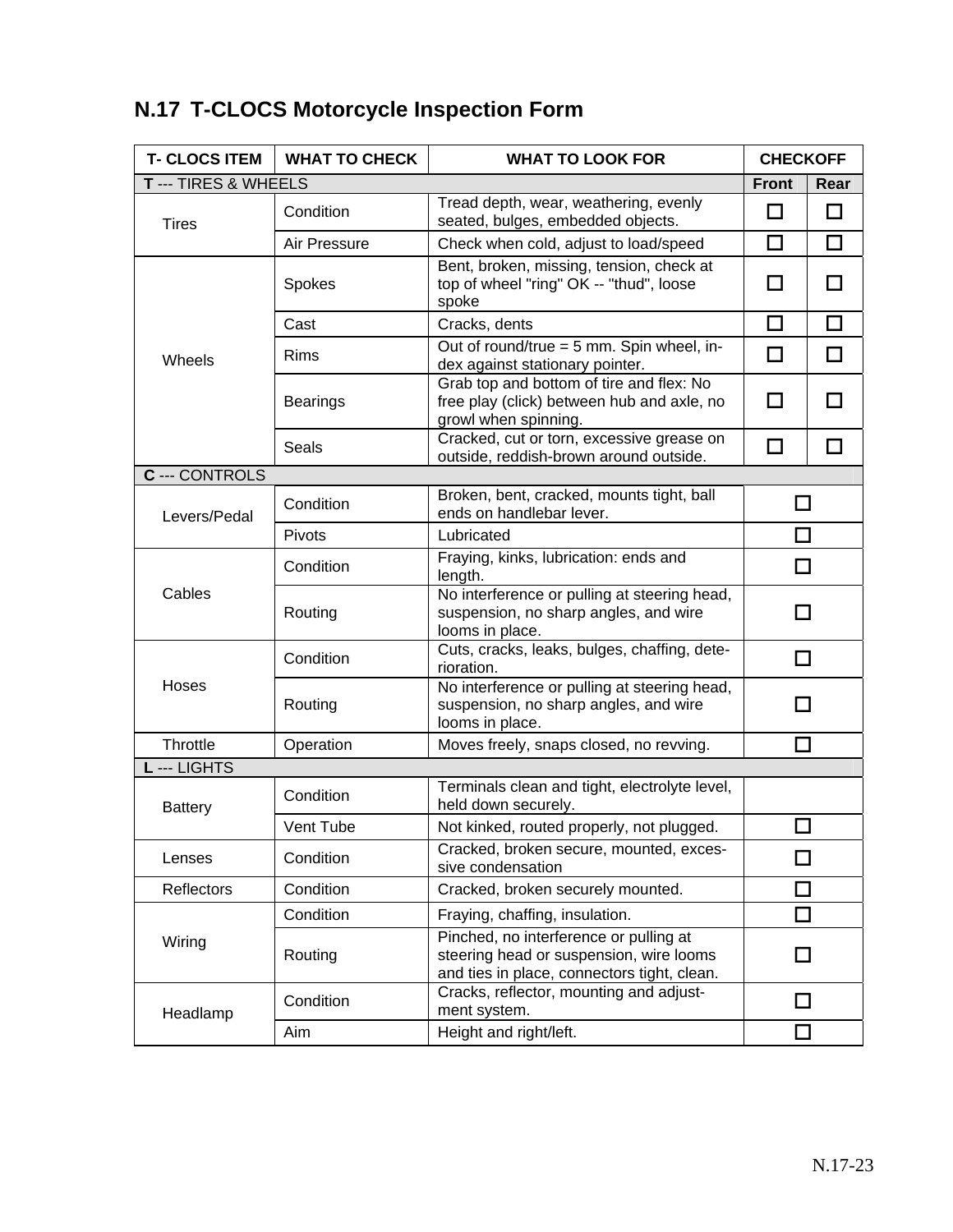## N.17 T-CLOCS Motorcycle Inspection Form

| T- CLOCS ITEM | WHAT TO CHECK | WHAT TO LOOK FOR | CHECKOFF | |
|---|---|---|---|---|
| **T** --- TIRES & WHEELS | | | Front | Rear |
| Tires | Condition | Tread depth, wear, weathering, evenly seated, bulges, embedded objects. | ☐ | ☐ |
| | Air Pressure | Check when cold, adjust to load/speed | ☐ | ☐ |
| Wheels | Spokes | Bent, broken, missing, tension, check at top of wheel "ring" OK -- "thud", loose spoke | ☐ | ☐ |
| | Cast | Cracks, dents | ☐ | ☐ |
| | Rims | Out of round/true = 5 mm. Spin wheel, index against stationary pointer. | ☐ | ☐ |
| | Bearings | Grab top and bottom of tire and flex: No free play (click) between hub and axle, no growl when spinning. | ☐ | ☐ |
| | Seals | Cracked, cut or torn, excessive grease on outside, reddish-brown around outside. | ☐ | ☐ |
| **C** --- CONTROLS | | | | |
| Levers/Pedal | Condition | Broken, bent, cracked, mounts tight, ball ends on handlebar lever. | ☐ | |
| | Pivots | Lubricated | ☐ | |
| Cables | Condition | Fraying, kinks, lubrication: ends and length. | ☐ | |
| | Routing | No interference or pulling at steering head, suspension, no sharp angles, and wire looms in place. | ☐ | |
| Hoses | Condition | Cuts, cracks, leaks, bulges, chaffing, deterioration. | ☐ | |
| | Routing | No interference or pulling at steering head, suspension, no sharp angles, and wire looms in place. | ☐ | |
| Throttle | Operation | Moves freely, snaps closed, no revving. | ☐ | |
| **L** --- LIGHTS | | | | |
| Battery | Condition | Terminals clean and tight, electrolyte level, held down securely. | | |
| | Vent Tube | Not kinked, routed properly, not plugged. | ☐ | |
| Lenses | Condition | Cracked, broken secure, mounted, excessive condensation | ☐ | |
| Reflectors | Condition | Cracked, broken securely mounted. | ☐ | |
| Wiring | Condition | Fraying, chaffing, insulation. | ☐ | |
| | Routing | Pinched, no interference or pulling at steering head or suspension, wire looms and ties in place, connectors tight, clean. | ☐ | |
| Headlamp | Condition | Cracks, reflector, mounting and adjustment system. | ☐ | |
| | Aim | Height and right/left. | ☐ | |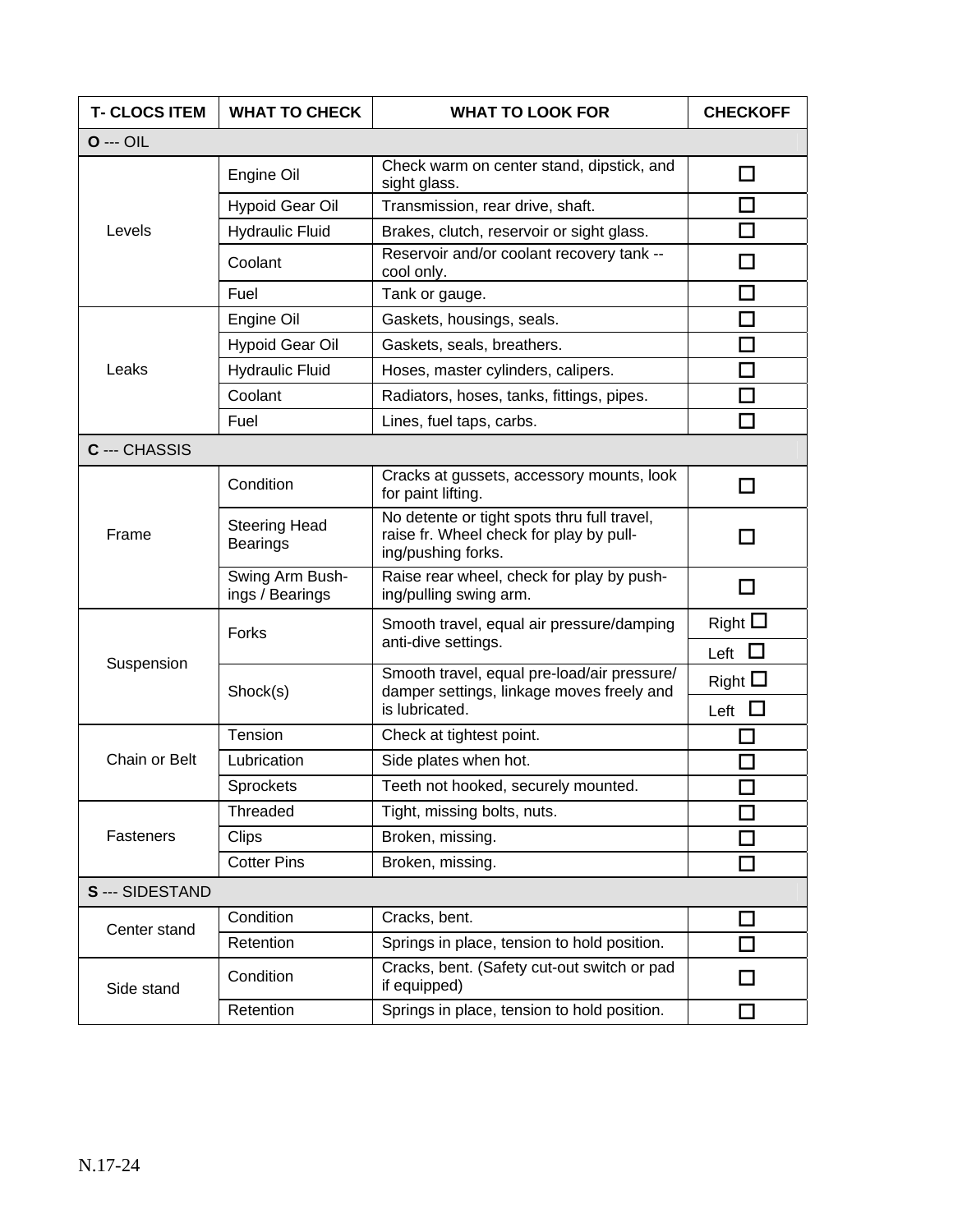| T- CLOCS ITEM | WHAT TO CHECK | WHAT TO LOOK FOR | CHECKOFF |
|---|---|---|---|
| **O** --- OIL | | | |
| Levels | Engine Oil | Check warm on center stand, dipstick, and sight glass. | ☐ |
| | Hypoid Gear Oil | Transmission, rear drive, shaft. | ☐ |
| | Hydraulic Fluid | Brakes, clutch, reservoir or sight glass. | ☐ |
| | Coolant | Reservoir and/or coolant recovery tank -- cool only. | ☐ |
| | Fuel | Tank or gauge. | ☐ |
| Leaks | Engine Oil | Gaskets, housings, seals. | ☐ |
| | Hypoid Gear Oil | Gaskets, seals, breathers. | ☐ |
| | Hydraulic Fluid | Hoses, master cylinders, calipers. | ☐ |
| | Coolant | Radiators, hoses, tanks, fittings, pipes. | ☐ |
| | Fuel | Lines, fuel taps, carbs. | ☐ |
| **C** --- CHASSIS | | | |
| Frame | Condition | Cracks at gussets, accessory mounts, look for paint lifting. | ☐ |
| | Steering Head Bearings | No detente or tight spots thru full travel, raise fr. Wheel check for play by pull-ing/pushing forks. | ☐ |
| | Swing Arm Bush-ings / Bearings | Raise rear wheel, check for play by push-ing/pulling swing arm. | ☐ |
| Suspension | Forks | Smooth travel, equal air pressure/damping anti-dive settings. | Right ☐ |
| | | | Left ☐ |
| | Shock(s) | Smooth travel, equal pre-load/air pressure/ damper settings, linkage moves freely and is lubricated. | Right ☐ |
| | | | Left ☐ |
| Chain or Belt | Tension | Check at tightest point. | ☐ |
| | Lubrication | Side plates when hot. | ☐ |
| | Sprockets | Teeth not hooked, securely mounted. | ☐ |
| Fasteners | Threaded | Tight, missing bolts, nuts. | ☐ |
| | Clips | Broken, missing. | ☐ |
| | Cotter Pins | Broken, missing. | ☐ |
| **S** --- SIDESTAND | | | |
| Center stand | Condition | Cracks, bent. | ☐ |
| | Retention | Springs in place, tension to hold position. | ☐ |
| Side stand | Condition | Cracks, bent. (Safety cut-out switch or pad if equipped) | ☐ |
| | Retention | Springs in place, tension to hold position. | ☐ |

N.17-24